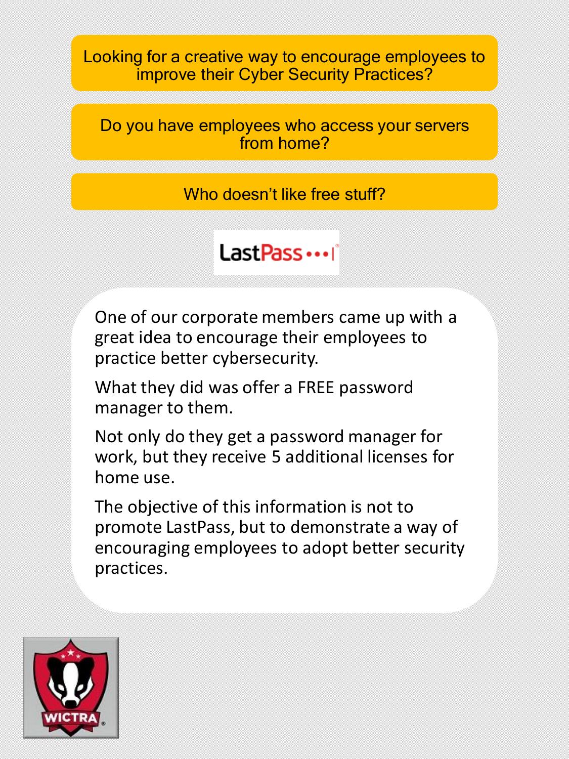Looking for a creative way to encourage employees to improve their Cyber Security Practices?

Do you have employees who access your servers from home?

Who doesn't like free stuff?

LastPass

One of our corporate members came up with a great idea to encourage their employees to practice better cybersecurity.

What they did was offer a FREE password manager to them.

Not only do they get a password manager for work, but they receive 5 additional licenses for home use.

The objective of this information is not to promote LastPass, but to demonstrate a way of encouraging employees to adopt better security practices.

WICTRA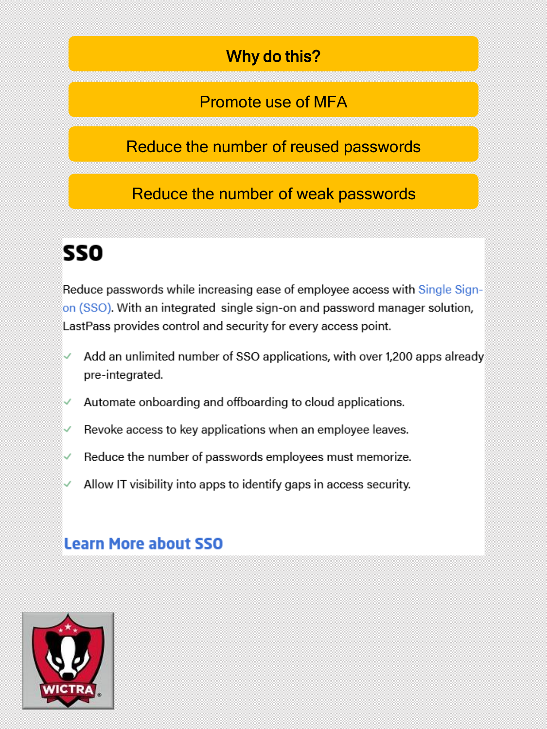**Why do this?**

Promote use of MFA

Reduce the number of reused passwords

Reduce the number of weak passwords

# SSO

Reduce passwords while increasing ease of employee access with Single Sign-on (SSO). With an integrated single sign-on and password manager solution, LastPass provides control and security for every access point.

- ✓ Add an unlimited number of SSO applications, with over 1,200 apps already pre-integrated.
- ✓ Automate onboarding and offboarding to cloud applications.
- ✓ Revoke access to key applications when an employee leaves.
- ✓ Reduce the number of passwords employees must memorize.
- ✓ Allow IT visibility into apps to identify gaps in access security.

**Learn More about SSO**

WICTRA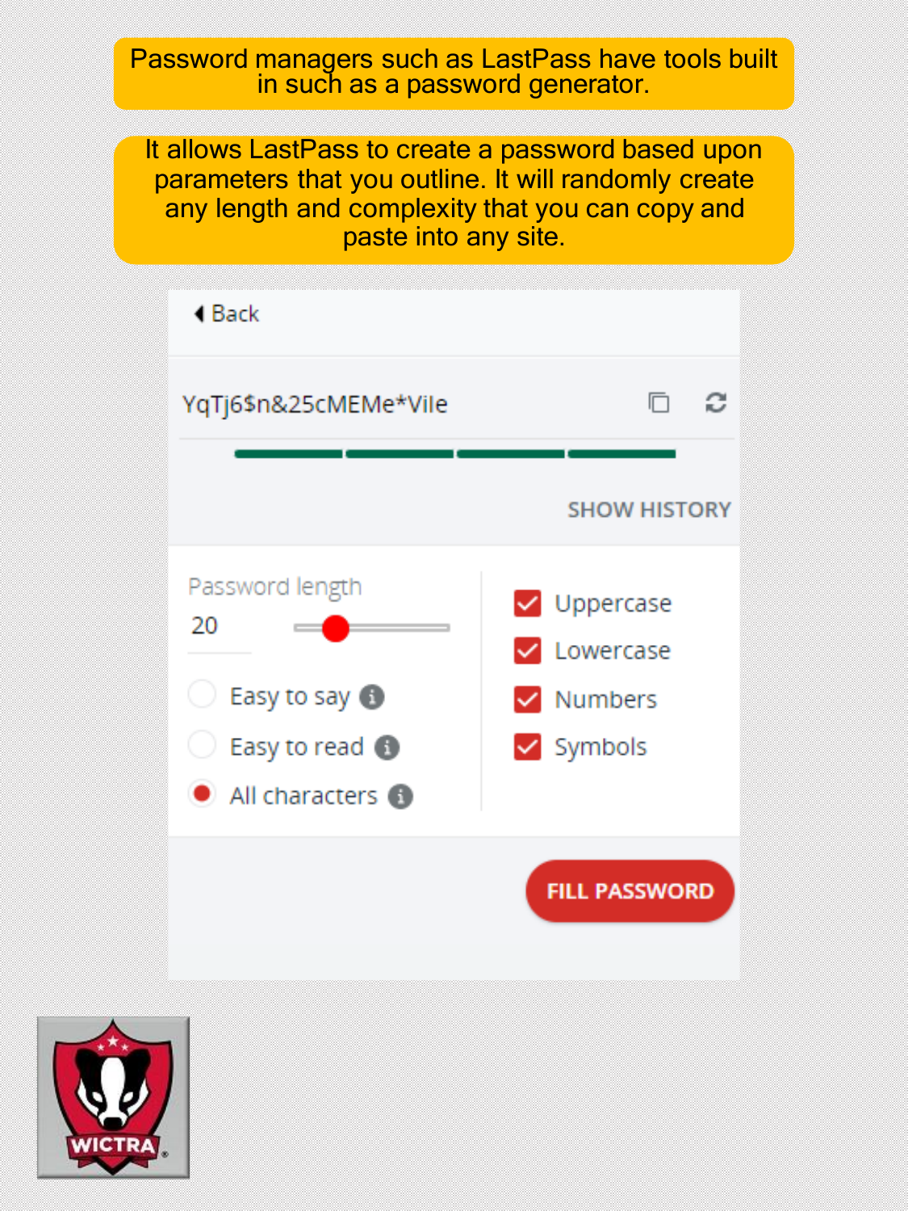Password managers such as LastPass have tools built in such as a password generator.

It allows LastPass to create a password based upon parameters that you outline. It will randomly create any length and complexity that you can copy and paste into any site.

Back

YqTj6$n&25cMEMe*Vile

SHOW HISTORY

Password length

20

- Easy to say
- Easy to read
- All characters

- Uppercase
- Lowercase
- Numbers
- Symbols

FILL PASSWORD

WICTRA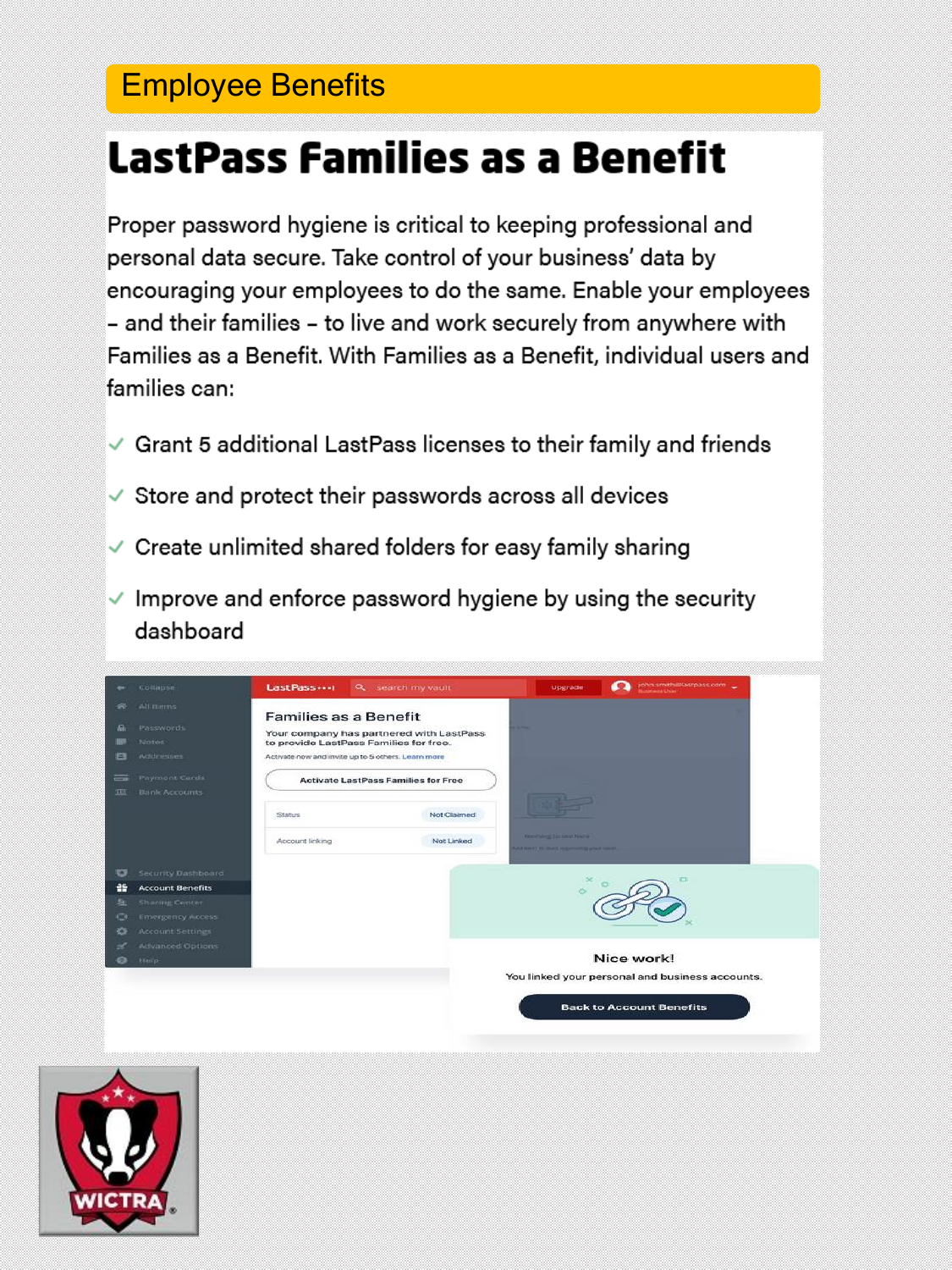Employee Benefits

# LastPass Families as a Benefit

Proper password hygiene is critical to keeping professional and personal data secure. Take control of your business' data by encouraging your employees to do the same. Enable your employees – and their families – to live and work securely from anywhere with Families as a Benefit. With Families as a Benefit, individual users and families can:

- ✓ Grant 5 additional LastPass licenses to their family and friends
- ✓ Store and protect their passwords across all devices
- ✓ Create unlimited shared folders for easy family sharing
- ✓ Improve and enforce password hygiene by using the security dashboard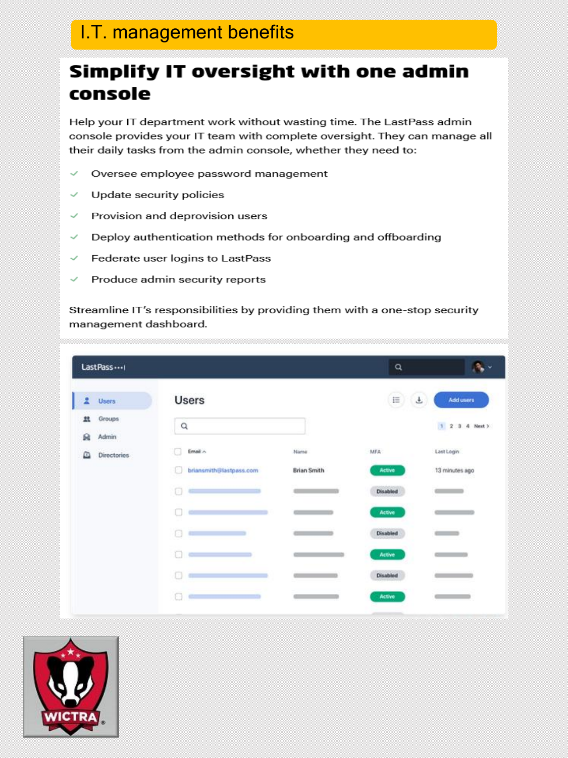# I.T. management benefits

## Simplify IT oversight with one admin console

Help your IT department work without wasting time. The LastPass admin console provides your IT team with complete oversight. They can manage all their daily tasks from the admin console, whether they need to:

- ✓ Oversee employee password management
- ✓ Update security policies
- ✓ Provision and deprovision users
- ✓ Deploy authentication methods for onboarding and offboarding
- ✓ Federate user logins to LastPass
- ✓ Produce admin security reports

Streamline IT's responsibilities by providing them with a one-stop security management dashboard.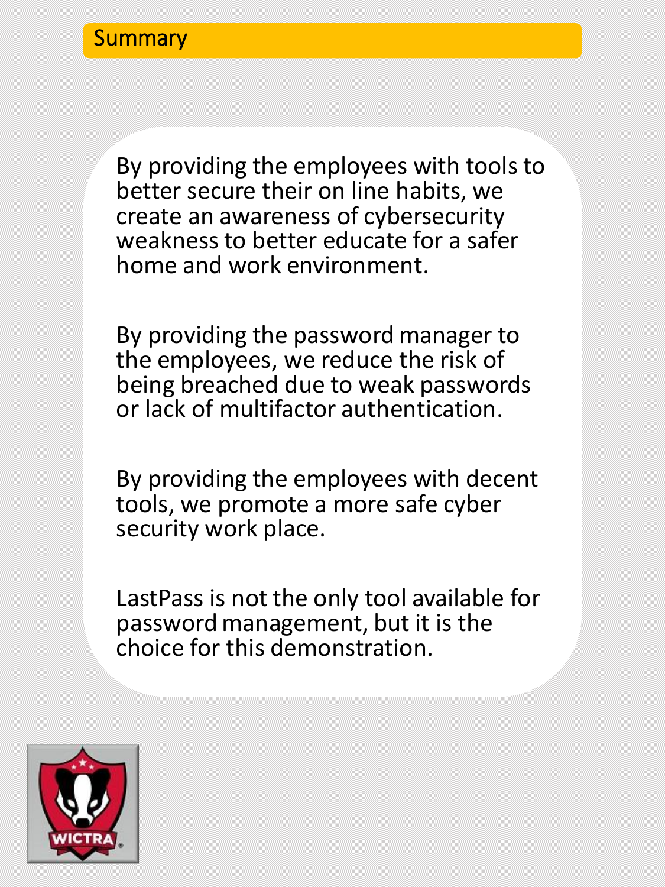## Summary

By providing the employees with tools to better secure their on line habits, we create an awareness of cybersecurity weakness to better educate for a safer home and work environment.

By providing the password manager to the employees, we reduce the risk of being breached due to weak passwords or lack of multifactor authentication.

By providing the employees with decent tools, we promote a more safe cyber security work place.

LastPass is not the only tool available for password management, but it is the choice for this demonstration.